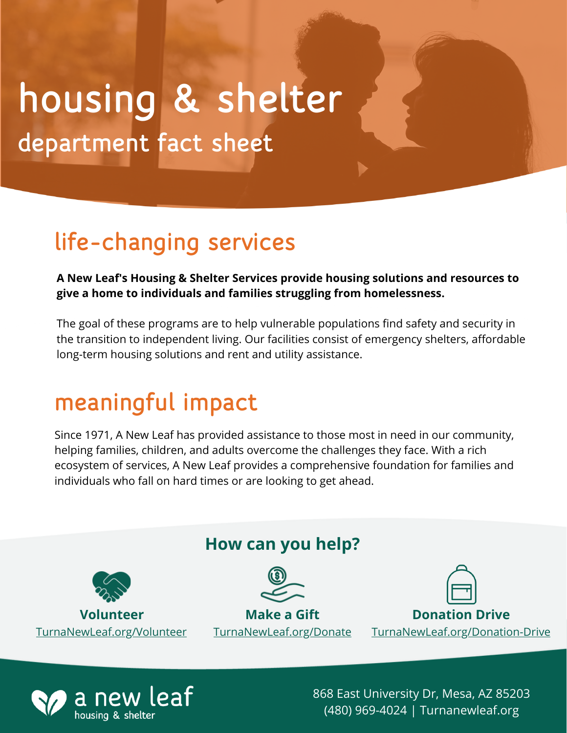# housing & shelter

## department fact sheet

## life-changing services

**A New Leaf's Housing & Shelter Services provide housing solutions and resources to give a home to individuals and families struggling from homelessness.**

The goal of these programs are to help vulnerable populations find safety and security in the transition to independent living. Our facilities consist of emergency shelters, affordable long-term housing solutions and rent and utility assistance.

## meaningful impact

Since 1971, A New Leaf has provided assistance to those most in need in our community, helping families, children, and adults overcome the challenges they face. With a rich ecosystem of services, A New Leaf provides a comprehensive foundation for families and individuals who fall on hard times or are looking to get ahead.

### How can you help?

**Volunteer**
TurnaNewLeaf.org/Volunteer

**Make a Gift**
TurnaNewLeaf.org/Donate

**Donation Drive**
TurnaNewLeaf.org/Donation-Drive

a new leaf
housing & shelter

868 East University Dr, Mesa, AZ 85203
(480) 969-4024 | Turnanewleaf.org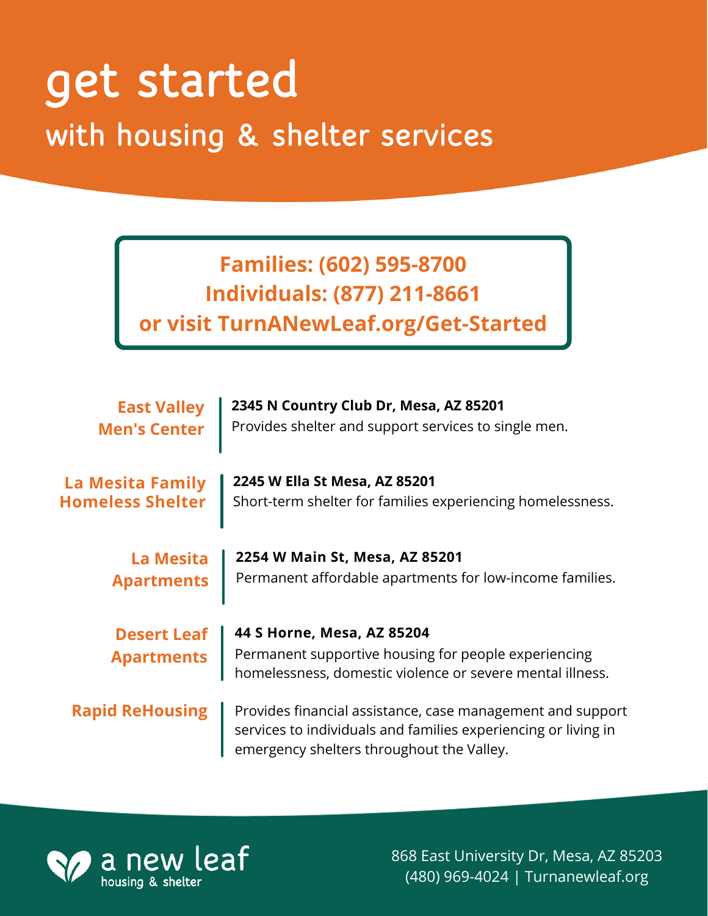# get started

## with housing & shelter services

**Families: (602) 595-8700**
**Individuals: (877) 211-8661**
**or visit TurnANewLeaf.org/Get-Started**

**East Valley Men's Center**
**2345 N Country Club Dr, Mesa, AZ 85201**
Provides shelter and support services to single men.

**La Mesita Family Homeless Shelter**
**2245 W Ella St Mesa, AZ 85201**
Short-term shelter for families experiencing homelessness.

**La Mesita Apartments**
**2254 W Main St, Mesa, AZ 85201**
Permanent affordable apartments for low-income families.

**Desert Leaf Apartments**
**44 S Horne, Mesa, AZ 85204**
Permanent supportive housing for people experiencing homelessness, domestic violence or severe mental illness.

**Rapid ReHousing**
Provides financial assistance, case management and support services to individuals and families experiencing or living in emergency shelters throughout the Valley.

a new leaf
housing & shelter

868 East University Dr, Mesa, AZ 85203
(480) 969-4024 | Turnanewleaf.org